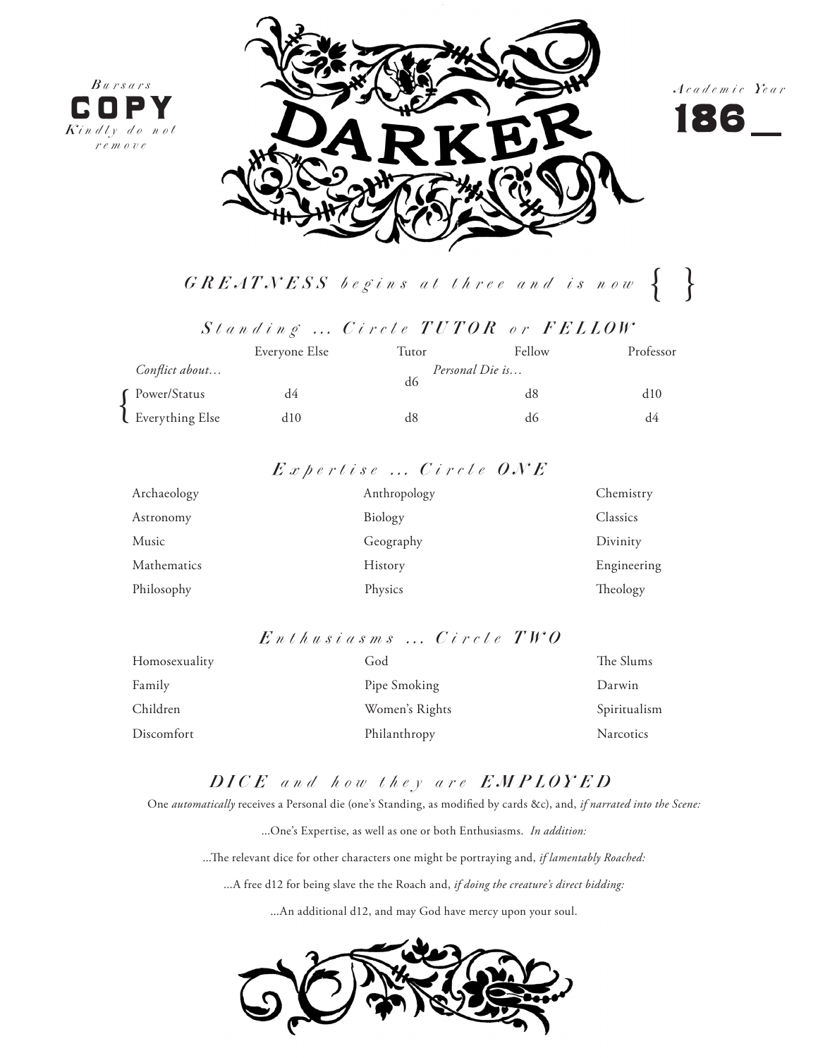*Bursars*

**COPY**

*Kindly do not remove*

# DARKER

*Academic Year*

**186 \_\_**

## *GREATNESS begins at three and is now* { }

## *Standing … Circle TUTOR or FELLOW*

| | Everyone Else | Tutor | Fellow | Professor |
|---|---|---|---|---|
| *Conflict about…* | | *Personal Die is…* | | |
| Power/Status | d4 | d6 | d8 | d10 |
| Everything Else | d10 | d8 | d6 | d4 |

## *Expertise … Circle ONE*

| | | |
|---|---|---|
| Archaeology | Anthropology | Chemistry |
| Astronomy | Biology | Classics |
| Music | Geography | Divinity |
| Mathematics | History | Engineering |
| Philosophy | Physics | Theology |

## *Enthusiasms … Circle TWO*

| | | |
|---|---|---|
| Homosexuality | God | The Slums |
| Family | Pipe Smoking | Darwin |
| Children | Women's Rights | Spiritualism |
| Discomfort | Philanthropy | Narcotics |

## *DICE and how they are EMPLOYED*

One *automatically* receives a Personal die (one's Standing, as modified by cards &c), and, *if narrated into the Scene:*

…One's Expertise, as well as one or both Enthusiasms. *In addition:*

…The relevant dice for other characters one might be portraying and, *if lamentably Roached:*

…A free d12 for being slave the the Roach and, *if doing the creature's direct bidding:*

…An additional d12, and may God have mercy upon your soul.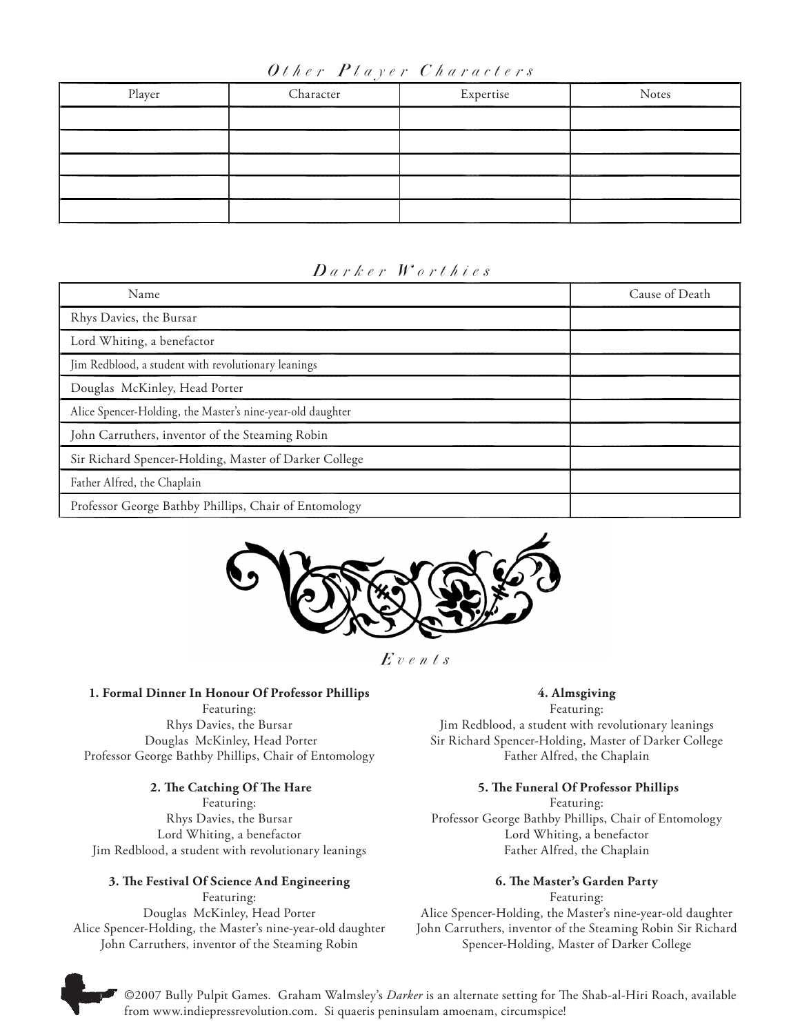## *Other Player Characters*

| Player | Character | Expertise | Notes |
|---|---|---|---|
| | | | |
| | | | |
| | | | |
| | | | |
| | | | |

## *Darker Worthies*

| Name | Cause of Death |
|---|---|
| Rhys Davies, the Bursar | |
| Lord Whiting, a benefactor | |
| Jim Redblood, a student with revolutionary leanings | |
| Douglas McKinley, Head Porter | |
| Alice Spencer-Holding, the Master's nine-year-old daughter | |
| John Carruthers, inventor of the Steaming Robin | |
| Sir Richard Spencer-Holding, Master of Darker College | |
| Father Alfred, the Chaplain | |
| Professor George Bathby Phillips, Chair of Entomology | |

## *Events*

**1. Formal Dinner In Honour Of Professor Phillips**
Featuring:
Rhys Davies, the Bursar
Douglas McKinley, Head Porter
Professor George Bathby Phillips, Chair of Entomology

**2. The Catching Of The Hare**
Featuring:
Rhys Davies, the Bursar
Lord Whiting, a benefactor
Jim Redblood, a student with revolutionary leanings

**3. The Festival Of Science And Engineering**
Featuring:
Douglas McKinley, Head Porter
Alice Spencer-Holding, the Master's nine-year-old daughter
John Carruthers, inventor of the Steaming Robin

**4. Almsgiving**
Featuring:
Jim Redblood, a student with revolutionary leanings
Sir Richard Spencer-Holding, Master of Darker College
Father Alfred, the Chaplain

**5. The Funeral Of Professor Phillips**
Featuring:
Professor George Bathby Phillips, Chair of Entomology
Lord Whiting, a benefactor
Father Alfred, the Chaplain

**6. The Master's Garden Party**
Featuring:
Alice Spencer-Holding, the Master's nine-year-old daughter
John Carruthers, inventor of the Steaming Robin Sir Richard Spencer-Holding, Master of Darker College

©2007 Bully Pulpit Games. Graham Walmsley's *Darker* is an alternate setting for The Shab-al-Hiri Roach, available from www.indiepressrevolution.com. Si quaeris peninsulam amoenam, circumspice!